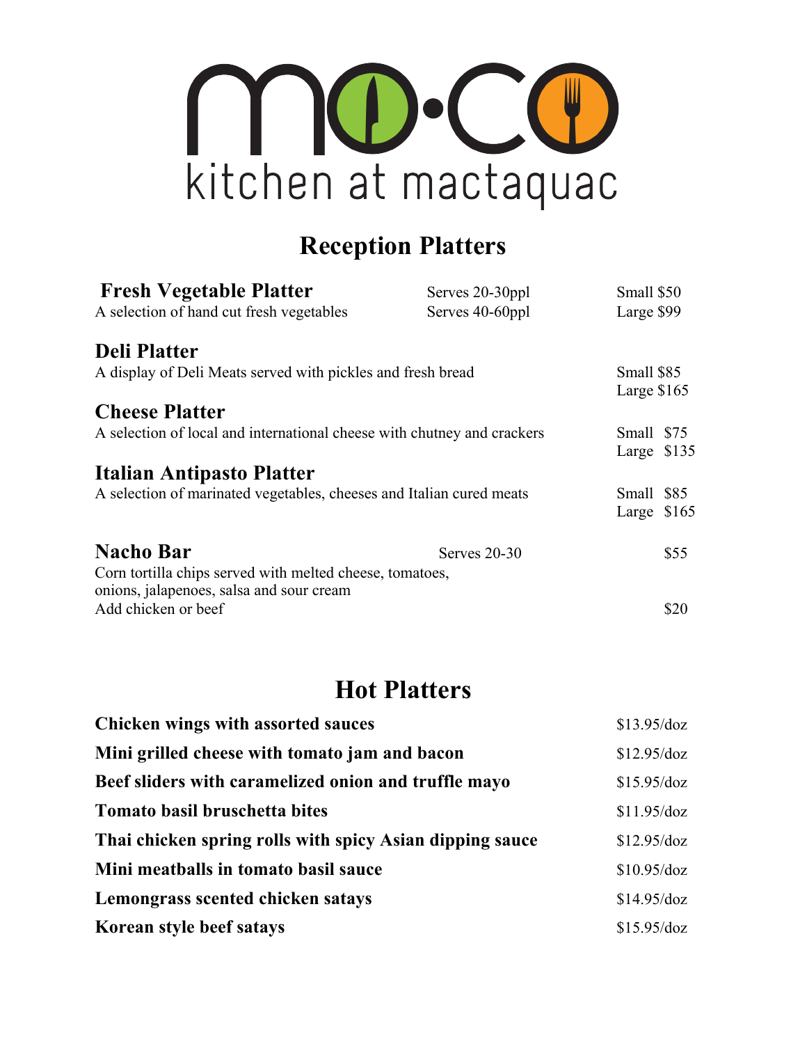# mo·co

kitchen at mactaquac

## Reception Platters

**Fresh Vegetable Platter**
A selection of hand cut fresh vegetables

| | |
|---|---|
| Serves 20-30ppl | Small $50 |
| Serves 40-60ppl | Large $99 |

**Deli Platter**
A display of Deli Meats served with pickles and fresh bread
Small $85
Large $165

**Cheese Platter**
A selection of local and international cheese with chutney and crackers
Small $75
Large $135

**Italian Antipasto Platter**
A selection of marinated vegetables, cheeses and Italian cured meats
Small $85
Large $165

**Nacho Bar** Serves 20-30 — $55
Corn tortilla chips served with melted cheese, tomatoes, onions, jalapenoes, salsa and sour cream
Add chicken or beef — $20

## Hot Platters

| | |
|---|---|
| **Chicken wings with assorted sauces** | $13.95/doz |
| **Mini grilled cheese with tomato jam and bacon** | $12.95/doz |
| **Beef sliders with caramelized onion and truffle mayo** | $15.95/doz |
| **Tomato basil bruschetta bites** | $11.95/doz |
| **Thai chicken spring rolls with spicy Asian dipping sauce** | $12.95/doz |
| **Mini meatballs in tomato basil sauce** | $10.95/doz |
| **Lemongrass scented chicken satays** | $14.95/doz |
| **Korean style beef satays** | $15.95/doz |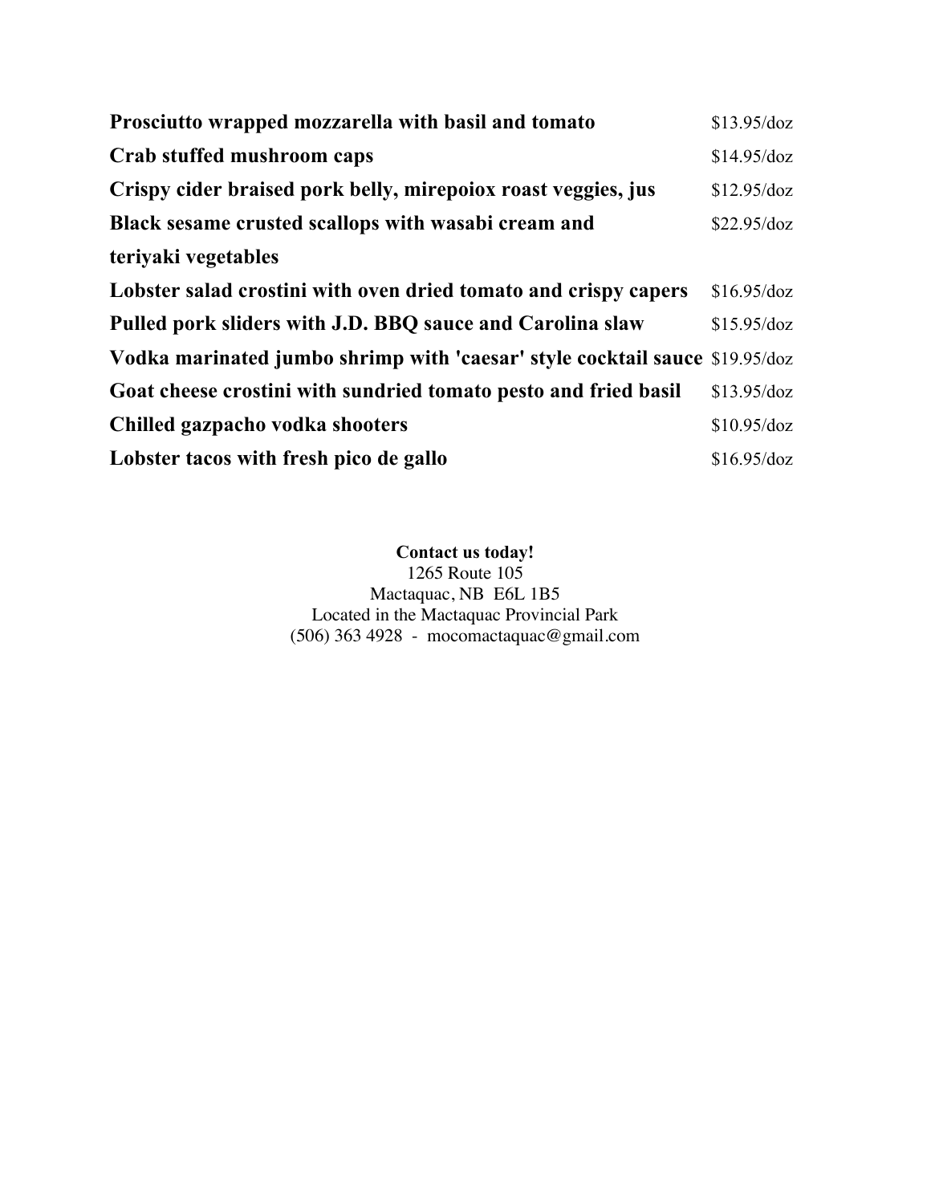| | |
|---|---|
| **Prosciutto wrapped mozzarella with basil and tomato** | $13.95/doz |
| **Crab stuffed mushroom caps** | $14.95/doz |
| **Crispy cider braised pork belly, mirepoiox roast veggies, jus** | $12.95/doz |
| **Black sesame crusted scallops with wasabi cream and teriyaki vegetables** | $22.95/doz |
| **Lobster salad crostini with oven dried tomato and crispy capers** | $16.95/doz |
| **Pulled pork sliders with J.D. BBQ sauce and Carolina slaw** | $15.95/doz |
| **Vodka marinated jumbo shrimp with 'caesar' style cocktail sauce** | $19.95/doz |
| **Goat cheese crostini with sundried tomato pesto and fried basil** | $13.95/doz |
| **Chilled gazpacho vodka shooters** | $10.95/doz |
| **Lobster tacos with fresh pico de gallo** | $16.95/doz |

**Contact us today!**
1265 Route 105
Mactaquac, NB E6L 1B5
Located in the Mactaquac Provincial Park
(506) 363 4928 - mocomactaquac@gmail.com